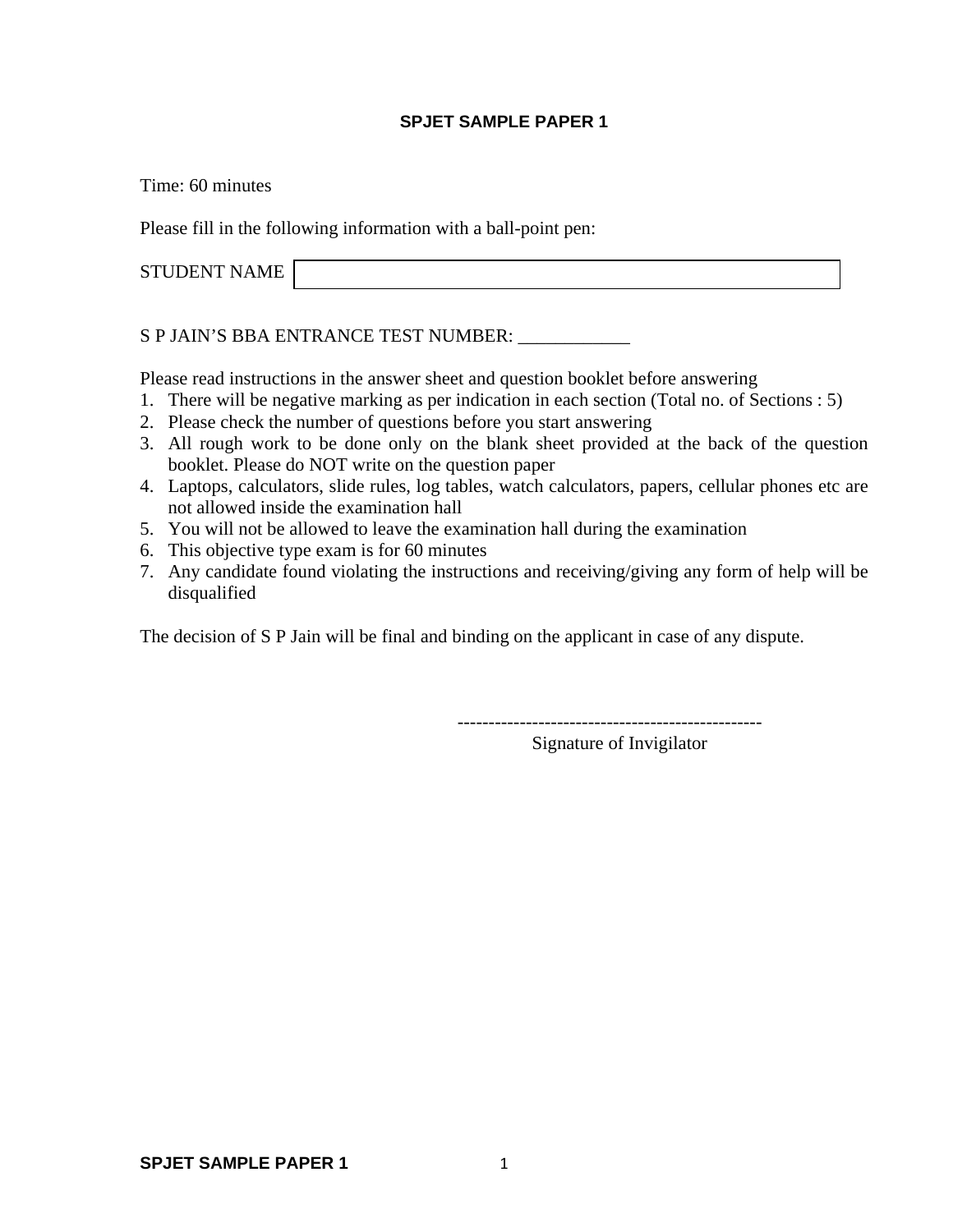# SPJET SAMPLE PAPER 1

Time: 60 minutes

Please fill in the following information with a ball-point pen:

STUDENT NAME

S P JAIN'S BBA ENTRANCE TEST NUMBER: ____________

Please read instructions in the answer sheet and question booklet before answering

1. There will be negative marking as per indication in each section (Total no. of Sections : 5)
2. Please check the number of questions before you start answering
3. All rough work to be done only on the blank sheet provided at the back of the question booklet. Please do NOT write on the question paper
4. Laptops, calculators, slide rules, log tables, watch calculators, papers, cellular phones etc are not allowed inside the examination hall
5. You will not be allowed to leave the examination hall during the examination
6. This objective type exam is for 60 minutes
7. Any candidate found violating the instructions and receiving/giving any form of help will be disqualified

The decision of S P Jain will be final and binding on the applicant in case of any dispute.

-------------------------------------------------

Signature of Invigilator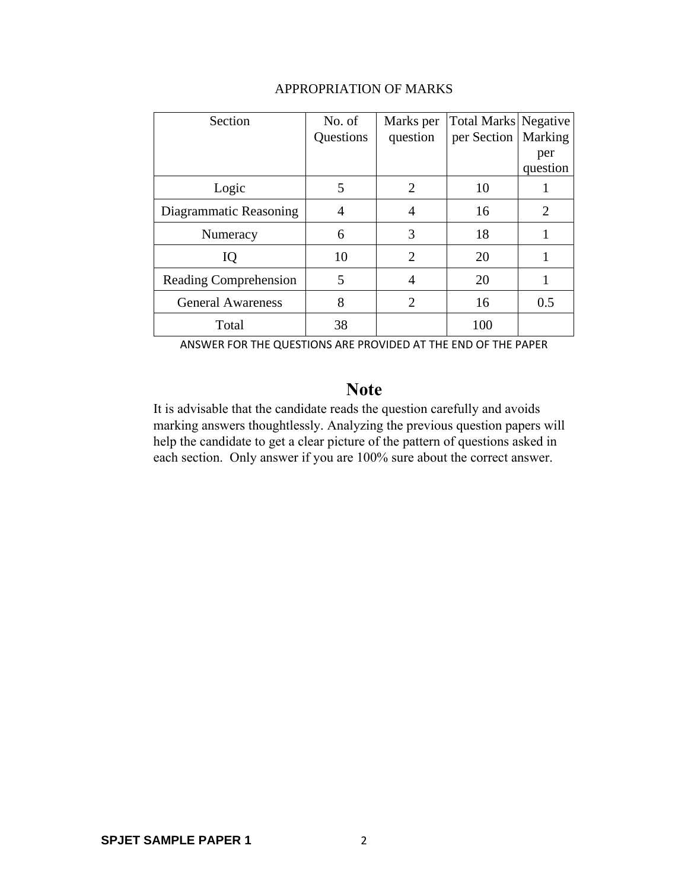APPROPRIATION OF MARKS

| Section | No. of Questions | Marks per question | Total Marks per Section | Negative Marking per question |
|---|---|---|---|---|
| Logic | 5 | 2 | 10 | 1 |
| Diagrammatic Reasoning | 4 | 4 | 16 | 2 |
| Numeracy | 6 | 3 | 18 | 1 |
| IQ | 10 | 2 | 20 | 1 |
| Reading Comprehension | 5 | 4 | 20 | 1 |
| General Awareness | 8 | 2 | 16 | 0.5 |
| Total | 38 | | 100 | |

ANSWER FOR THE QUESTIONS ARE PROVIDED AT THE END OF THE PAPER

## Note

It is advisable that the candidate reads the question carefully and avoids marking answers thoughtlessly. Analyzing the previous question papers will help the candidate to get a clear picture of the pattern of questions asked in each section. Only answer if you are 100% sure about the correct answer.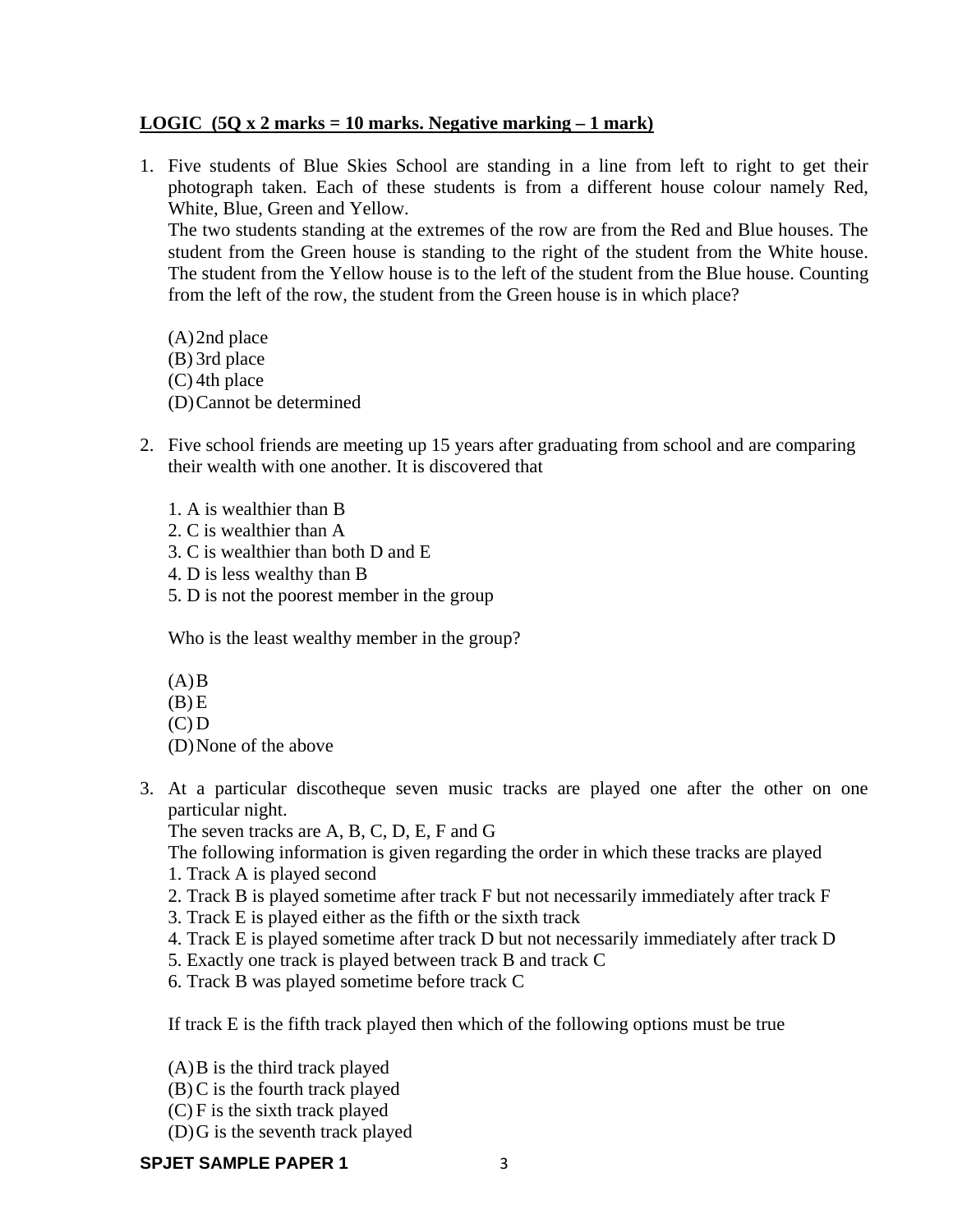**LOGIC (5Q x 2 marks = 10 marks. Negative marking – 1 mark)**

1. Five students of Blue Skies School are standing in a line from left to right to get their photograph taken. Each of these students is from a different house colour namely Red, White, Blue, Green and Yellow.
   The two students standing at the extremes of the row are from the Red and Blue houses. The student from the Green house is standing to the right of the student from the White house. The student from the Yellow house is to the left of the student from the Blue house. Counting from the left of the row, the student from the Green house is in which place?

   (A) 2nd place
   (B) 3rd place
   (C) 4th place
   (D) Cannot be determined

2. Five school friends are meeting up 15 years after graduating from school and are comparing their wealth with one another. It is discovered that

   1. A is wealthier than B
   2. C is wealthier than A
   3. C is wealthier than both D and E
   4. D is less wealthy than B
   5. D is not the poorest member in the group

   Who is the least wealthy member in the group?

   (A) B
   (B) E
   (C) D
   (D) None of the above

3. At a particular discotheque seven music tracks are played one after the other on one particular night.
   The seven tracks are A, B, C, D, E, F and G
   The following information is given regarding the order in which these tracks are played
   1. Track A is played second
   2. Track B is played sometime after track F but not necessarily immediately after track F
   3. Track E is played either as the fifth or the sixth track
   4. Track E is played sometime after track D but not necessarily immediately after track D
   5. Exactly one track is played between track B and track C
   6. Track B was played sometime before track C

   If track E is the fifth track played then which of the following options must be true

   (A) B is the third track played
   (B) C is the fourth track played
   (C) F is the sixth track played
   (D) G is the seventh track played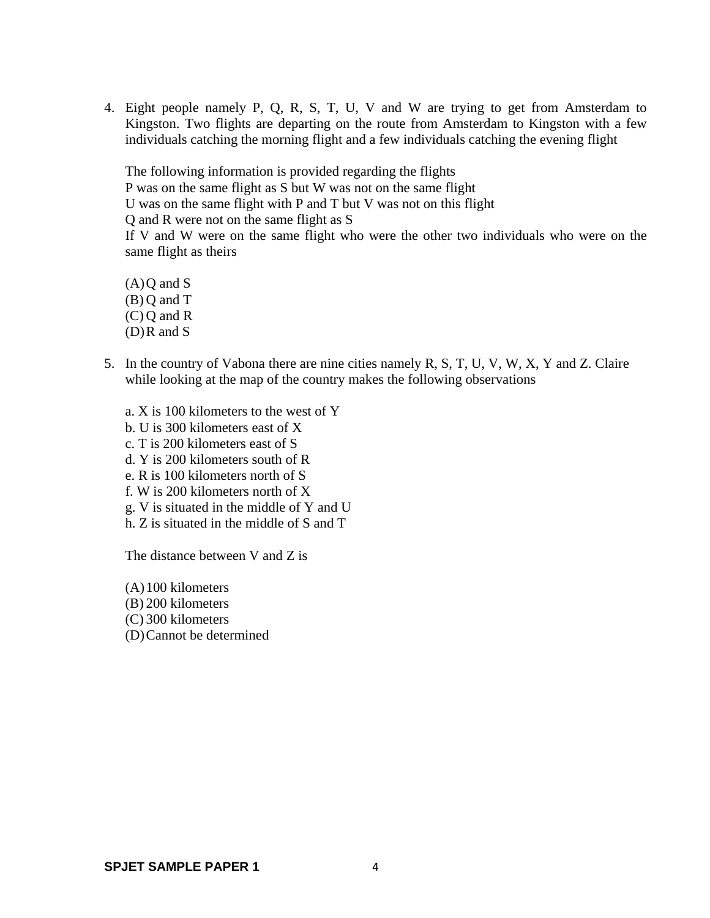4. Eight people namely P, Q, R, S, T, U, V and W are trying to get from Amsterdam to Kingston. Two flights are departing on the route from Amsterdam to Kingston with a few individuals catching the morning flight and a few individuals catching the evening flight

   The following information is provided regarding the flights
   P was on the same flight as S but W was not on the same flight
   U was on the same flight with P and T but V was not on this flight
   Q and R were not on the same flight as S
   If V and W were on the same flight who were the other two individuals who were on the same flight as theirs

   (A) Q and S
   (B) Q and T
   (C) Q and R
   (D) R and S

5. In the country of Vabona there are nine cities namely R, S, T, U, V, W, X, Y and Z. Claire while looking at the map of the country makes the following observations

   a. X is 100 kilometers to the west of Y
   b. U is 300 kilometers east of X
   c. T is 200 kilometers east of S
   d. Y is 200 kilometers south of R
   e. R is 100 kilometers north of S
   f. W is 200 kilometers north of X
   g. V is situated in the middle of Y and U
   h. Z is situated in the middle of S and T

   The distance between V and Z is

   (A) 100 kilometers
   (B) 200 kilometers
   (C) 300 kilometers
   (D) Cannot be determined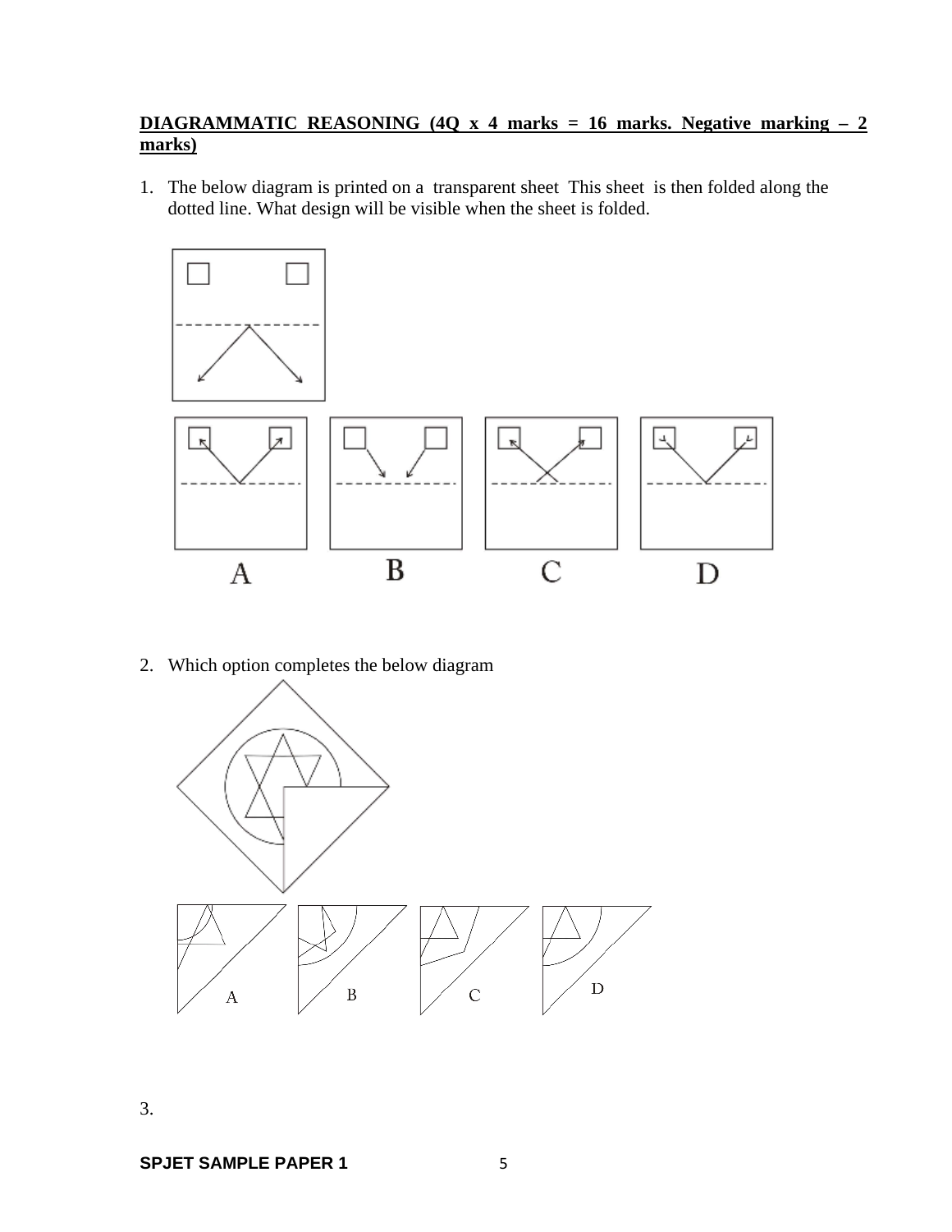**DIAGRAMMATIC REASONING (4Q x 4 marks = 16 marks. Negative marking – 2 marks)**

1. The below diagram is printed on a transparent sheet This sheet is then folded along the dotted line. What design will be visible when the sheet is folded.

A B C D

2. Which option completes the below diagram

A B C D

3.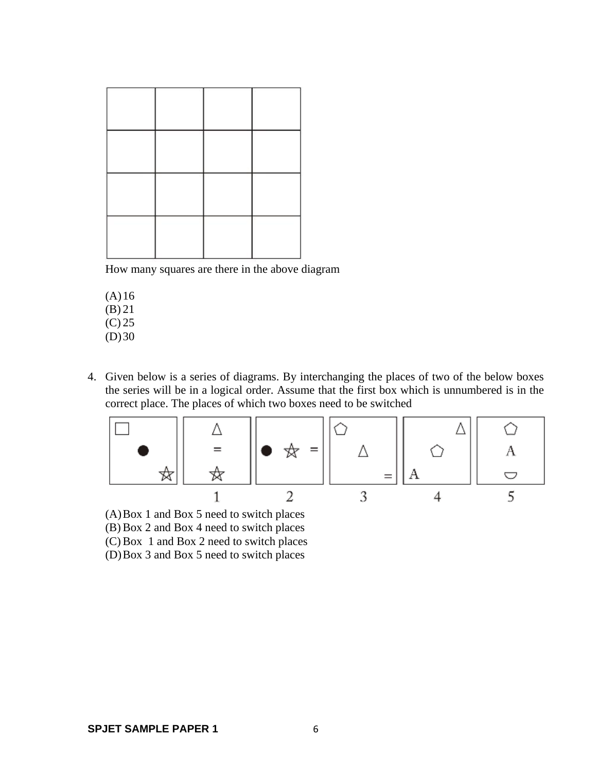How many squares are there in the above diagram

(A) 16
(B) 21
(C) 25
(D) 30

4. Given below is a series of diagrams. By interchanging the places of two of the below boxes the series will be in a logical order. Assume that the first box which is unnumbered is in the correct place. The places of which two boxes need to be switched

(A) Box 1 and Box 5 need to switch places
(B) Box 2 and Box 4 need to switch places
(C) Box 1 and Box 2 need to switch places
(D) Box 3 and Box 5 need to switch places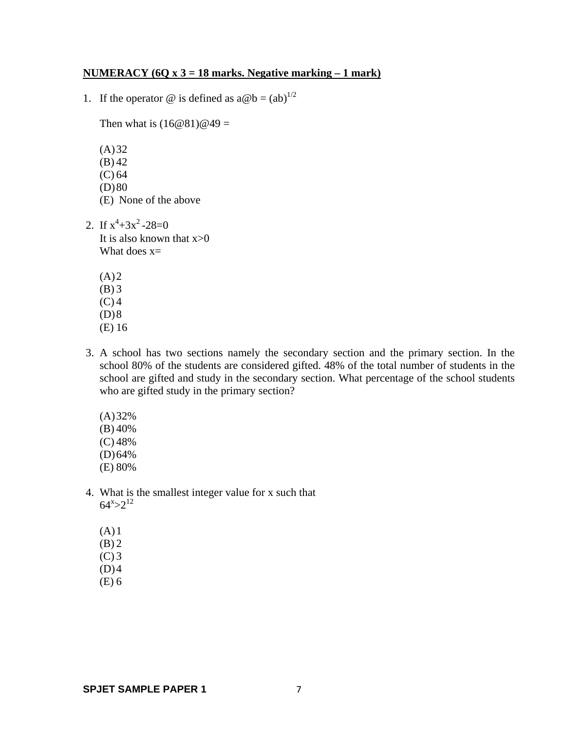**NUMERACY (6Q x 3 = 18 marks. Negative marking – 1 mark)**

1. If the operator @ is defined as $a@b = (ab)^{1/2}$

   Then what is (16@81)@49 =

   (A) 32
   (B) 42
   (C) 64
   (D) 80
   (E) None of the above

2. If $x^4+3x^2-28=0$
   It is also known that $x>0$
   What does x=

   (A) 2
   (B) 3
   (C) 4
   (D) 8
   (E) 16

3. A school has two sections namely the secondary section and the primary section. In the school 80% of the students are considered gifted. 48% of the total number of students in the school are gifted and study in the secondary section. What percentage of the school students who are gifted study in the primary section?

   (A) 32%
   (B) 40%
   (C) 48%
   (D) 64%
   (E) 80%

4. What is the smallest integer value for x such that
   $64^x>2^{12}$

   (A) 1
   (B) 2
   (C) 3
   (D) 4
   (E) 6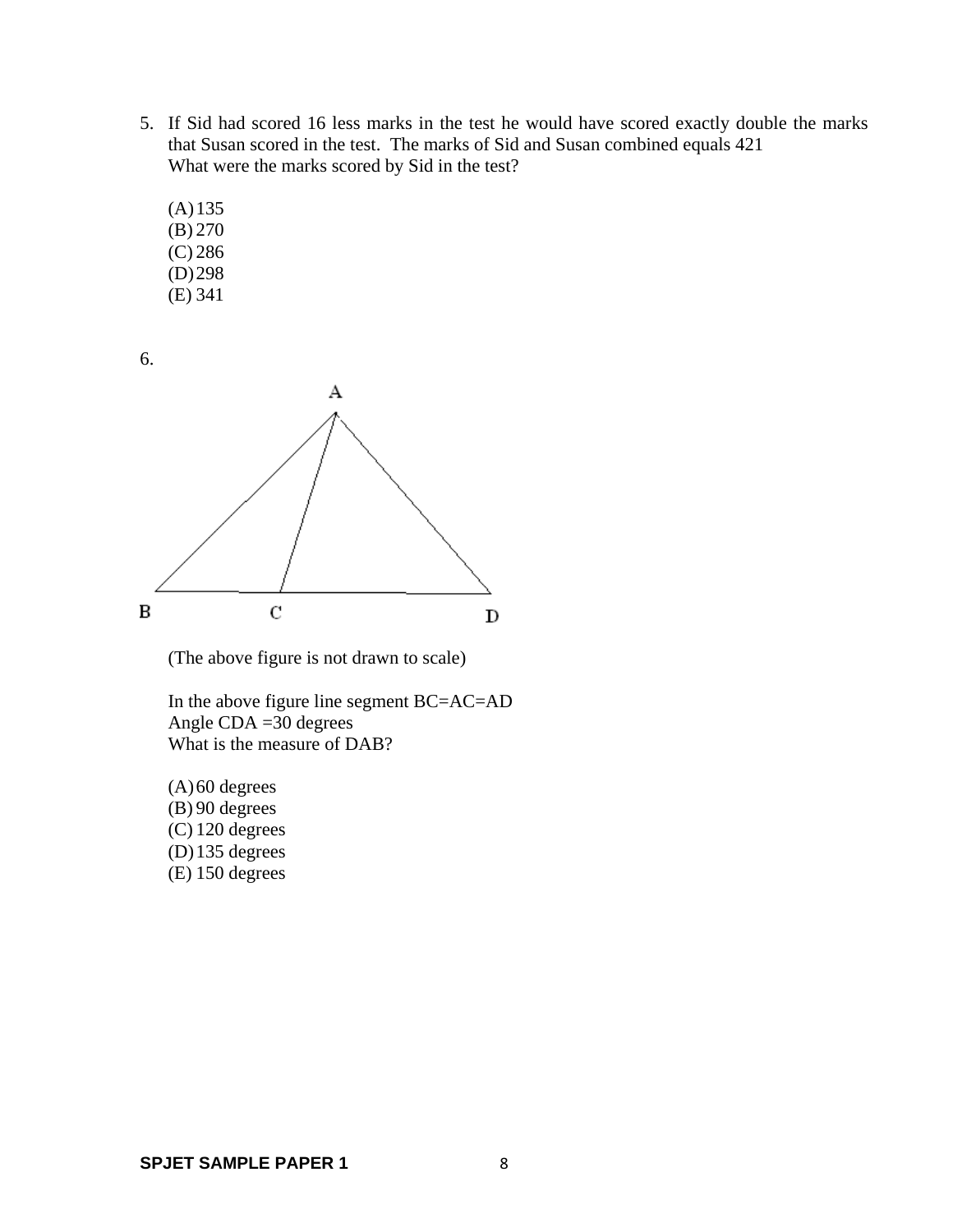5. If Sid had scored 16 less marks in the test he would have scored exactly double the marks that Susan scored in the test. The marks of Sid and Susan combined equals 421
   What were the marks scored by Sid in the test?

   (A) 135
   (B) 270
   (C) 286
   (D) 298
   (E) 341

6. 

   (The above figure is not drawn to scale)

   In the above figure line segment BC=AC=AD
   Angle CDA =30 degrees
   What is the measure of DAB?

   (A) 60 degrees
   (B) 90 degrees
   (C) 120 degrees
   (D) 135 degrees
   (E) 150 degrees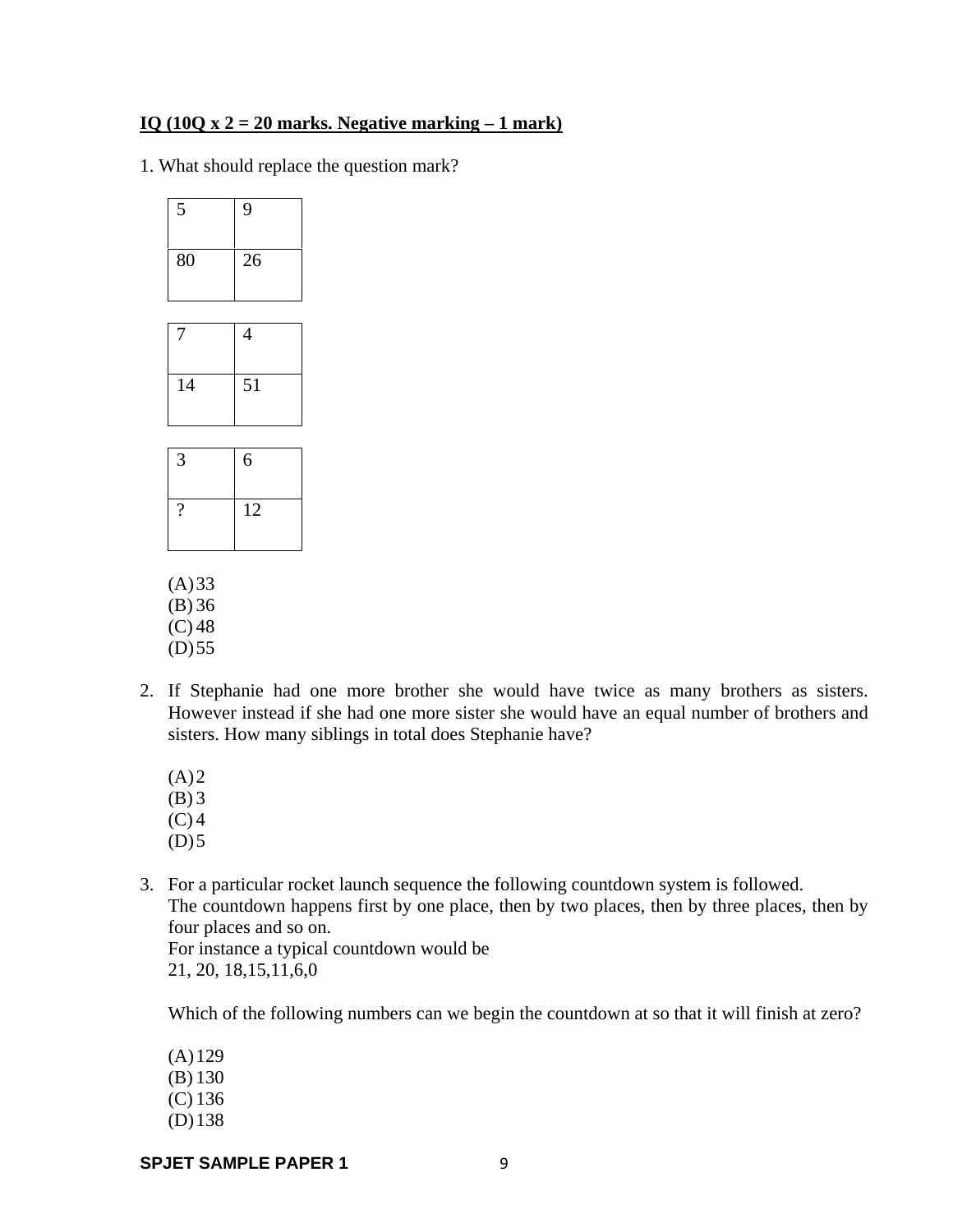**<u>IQ (10Q x 2 = 20 marks. Negative marking – 1 mark)</u>**

1. What should replace the question mark?

| 5 | 9 |
|---|---|
| 80 | 26 |

| 7 | 4 |
|---|---|
| 14 | 51 |

| 3 | 6 |
|---|---|
| ? | 12 |

(A) 33
(B) 36
(C) 48
(D) 55

2. If Stephanie had one more brother she would have twice as many brothers as sisters. However instead if she had one more sister she would have an equal number of brothers and sisters. How many siblings in total does Stephanie have?

   (A) 2
   (B) 3
   (C) 4
   (D) 5

3. For a particular rocket launch sequence the following countdown system is followed.
   The countdown happens first by one place, then by two places, then by three places, then by four places and so on.
   For instance a typical countdown would be
   21, 20, 18,15,11,6,0

   Which of the following numbers can we begin the countdown at so that it will finish at zero?

   (A) 129
   (B) 130
   (C) 136
   (D) 138

**SPJET SAMPLE PAPER 1**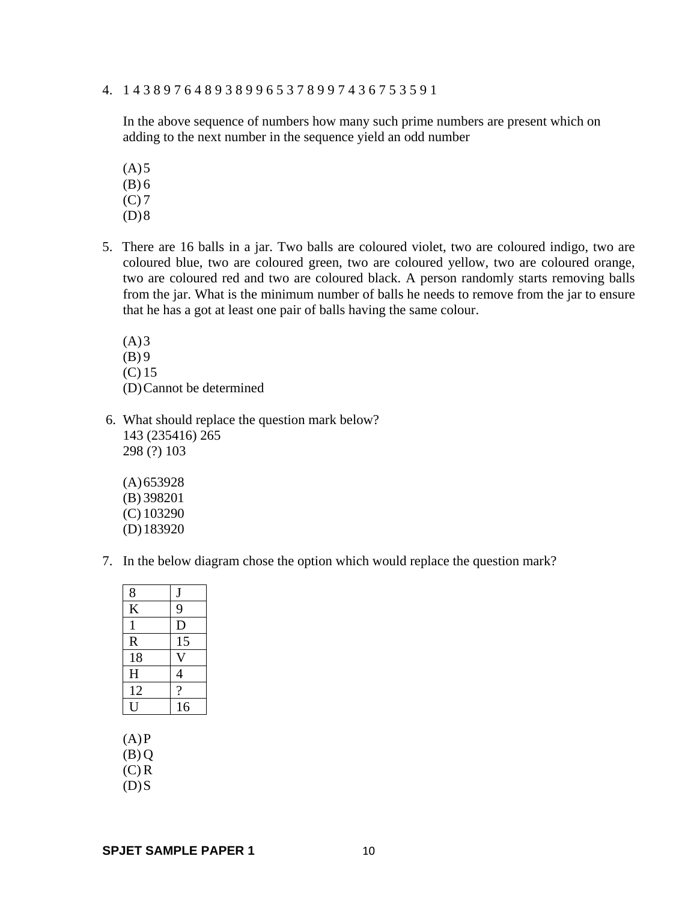4. 1 4 3 8 9 7 6 4 8 9 3 8 9 9 6 5 3 7 8 9 9 7 4 3 6 7 5 3 5 9 1

   In the above sequence of numbers how many such prime numbers are present which on adding to the next number in the sequence yield an odd number

   (A) 5
   (B) 6
   (C) 7
   (D) 8

5. There are 16 balls in a jar. Two balls are coloured violet, two are coloured indigo, two are coloured blue, two are coloured green, two are coloured yellow, two are coloured orange, two are coloured red and two are coloured black. A person randomly starts removing balls from the jar. What is the minimum number of balls he needs to remove from the jar to ensure that he has a got at least one pair of balls having the same colour.

   (A) 3
   (B) 9
   (C) 15
   (D) Cannot be determined

6. What should replace the question mark below?
   143 (235416) 265
   298 (?) 103

   (A) 653928
   (B) 398201
   (C) 103290
   (D) 183920

7. In the below diagram chose the option which would replace the question mark?

| 8 | J |
|---|---|
| K | 9 |
| 1 | D |
| R | 15 |
| 18 | V |
| H | 4 |
| 12 | ? |
| U | 16 |

   (A) P
   (B) Q
   (C) R
   (D) S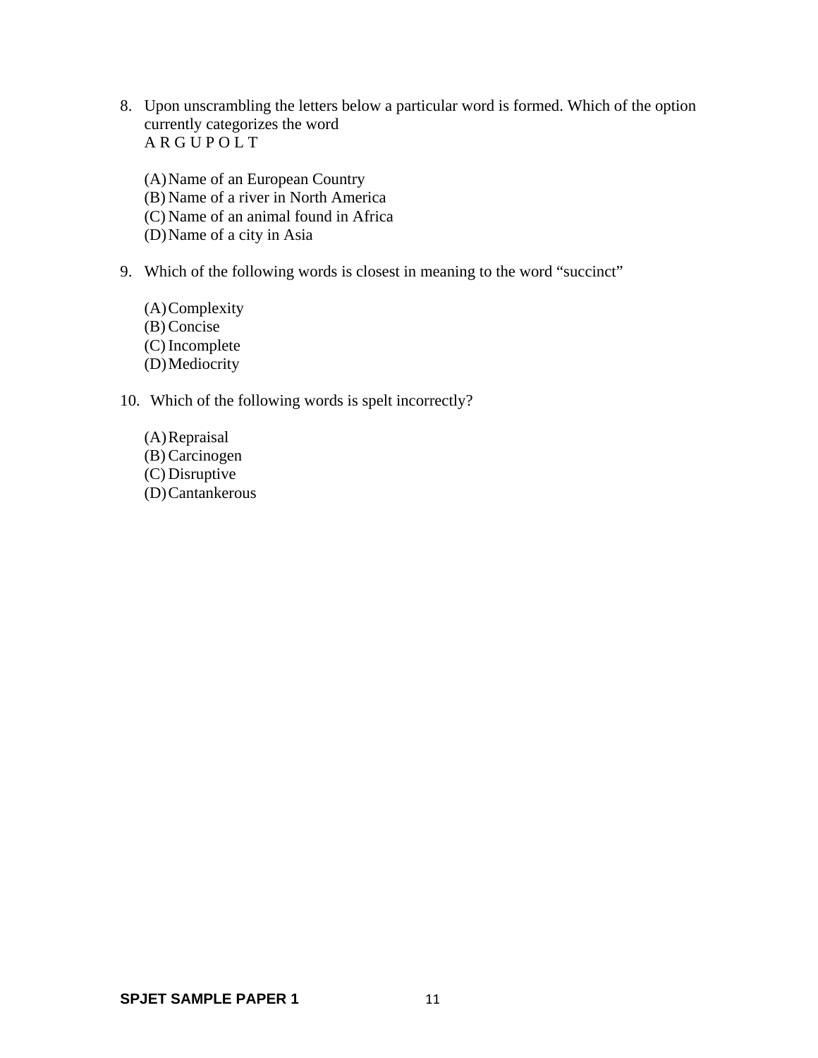8. Upon unscrambling the letters below a particular word is formed. Which of the option currently categorizes the word
A R G U P O L T

(A) Name of an European Country
(B) Name of a river in North America
(C) Name of an animal found in Africa
(D) Name of a city in Asia

9. Which of the following words is closest in meaning to the word "succinct"

(A) Complexity
(B) Concise
(C) Incomplete
(D) Mediocrity

10. Which of the following words is spelt incorrectly?

(A) Repraisal
(B) Carcinogen
(C) Disruptive
(D) Cantankerous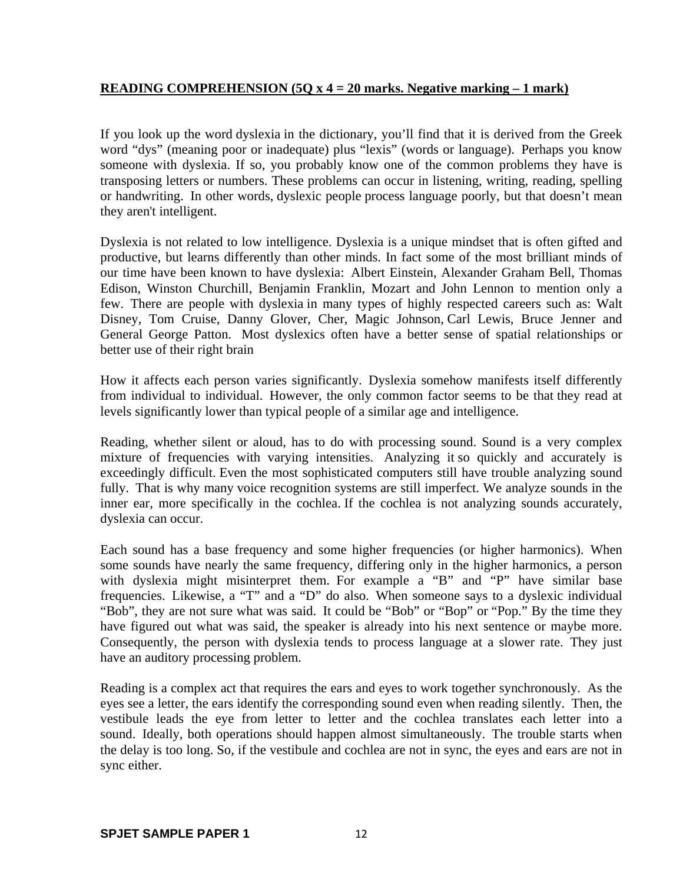**<u>READING COMPREHENSION (5Q x 4 = 20 marks. Negative marking – 1 mark)</u>**

If you look up the word dyslexia in the dictionary, you'll find that it is derived from the Greek word "dys" (meaning poor or inadequate) plus "lexis" (words or language). Perhaps you know someone with dyslexia. If so, you probably know one of the common problems they have is transposing letters or numbers. These problems can occur in listening, writing, reading, spelling or handwriting. In other words, dyslexic people process language poorly, but that doesn't mean they aren't intelligent.

Dyslexia is not related to low intelligence. Dyslexia is a unique mindset that is often gifted and productive, but learns differently than other minds. In fact some of the most brilliant minds of our time have been known to have dyslexia: Albert Einstein, Alexander Graham Bell, Thomas Edison, Winston Churchill, Benjamin Franklin, Mozart and John Lennon to mention only a few. There are people with dyslexia in many types of highly respected careers such as: Walt Disney, Tom Cruise, Danny Glover, Cher, Magic Johnson, Carl Lewis, Bruce Jenner and General George Patton. Most dyslexics often have a better sense of spatial relationships or better use of their right brain

How it affects each person varies significantly. Dyslexia somehow manifests itself differently from individual to individual. However, the only common factor seems to be that they read at levels significantly lower than typical people of a similar age and intelligence.

Reading, whether silent or aloud, has to do with processing sound. Sound is a very complex mixture of frequencies with varying intensities. Analyzing it so quickly and accurately is exceedingly difficult. Even the most sophisticated computers still have trouble analyzing sound fully. That is why many voice recognition systems are still imperfect. We analyze sounds in the inner ear, more specifically in the cochlea. If the cochlea is not analyzing sounds accurately, dyslexia can occur.

Each sound has a base frequency and some higher frequencies (or higher harmonics). When some sounds have nearly the same frequency, differing only in the higher harmonics, a person with dyslexia might misinterpret them. For example a "B" and "P" have similar base frequencies. Likewise, a "T" and a "D" do also. When someone says to a dyslexic individual "Bob", they are not sure what was said. It could be "Bob" or "Bop" or "Pop." By the time they have figured out what was said, the speaker is already into his next sentence or maybe more. Consequently, the person with dyslexia tends to process language at a slower rate. They just have an auditory processing problem.

Reading is a complex act that requires the ears and eyes to work together synchronously. As the eyes see a letter, the ears identify the corresponding sound even when reading silently. Then, the vestibule leads the eye from letter to letter and the cochlea translates each letter into a sound. Ideally, both operations should happen almost simultaneously. The trouble starts when the delay is too long. So, if the vestibule and cochlea are not in sync, the eyes and ears are not in sync either.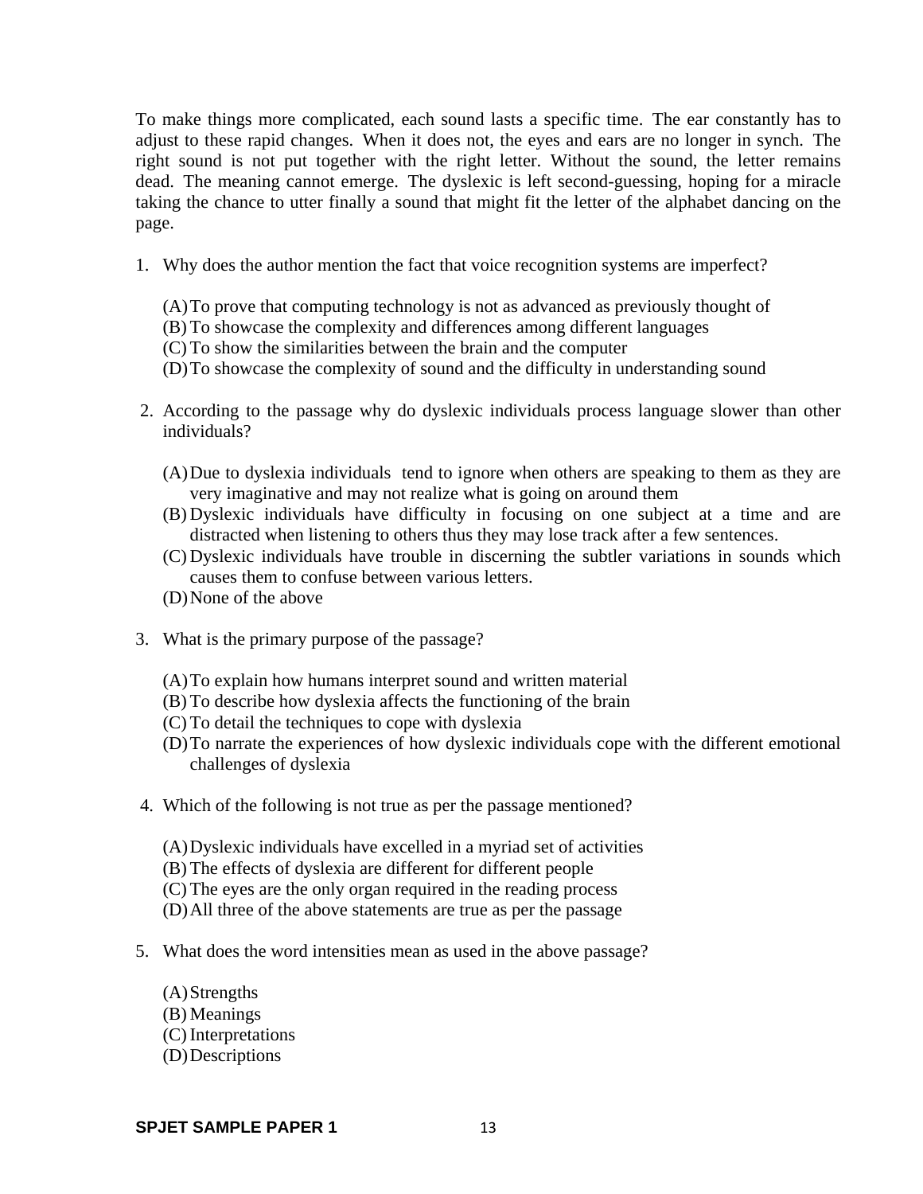To make things more complicated, each sound lasts a specific time. The ear constantly has to adjust to these rapid changes. When it does not, the eyes and ears are no longer in synch. The right sound is not put together with the right letter. Without the sound, the letter remains dead. The meaning cannot emerge. The dyslexic is left second-guessing, hoping for a miracle taking the chance to utter finally a sound that might fit the letter of the alphabet dancing on the page.

1. Why does the author mention the fact that voice recognition systems are imperfect?

   (A) To prove that computing technology is not as advanced as previously thought of
   (B) To showcase the complexity and differences among different languages
   (C) To show the similarities between the brain and the computer
   (D) To showcase the complexity of sound and the difficulty in understanding sound

2. According to the passage why do dyslexic individuals process language slower than other individuals?

   (A) Due to dyslexia individuals tend to ignore when others are speaking to them as they are very imaginative and may not realize what is going on around them
   (B) Dyslexic individuals have difficulty in focusing on one subject at a time and are distracted when listening to others thus they may lose track after a few sentences.
   (C) Dyslexic individuals have trouble in discerning the subtler variations in sounds which causes them to confuse between various letters.
   (D) None of the above

3. What is the primary purpose of the passage?

   (A) To explain how humans interpret sound and written material
   (B) To describe how dyslexia affects the functioning of the brain
   (C) To detail the techniques to cope with dyslexia
   (D) To narrate the experiences of how dyslexic individuals cope with the different emotional challenges of dyslexia

4. Which of the following is not true as per the passage mentioned?

   (A) Dyslexic individuals have excelled in a myriad set of activities
   (B) The effects of dyslexia are different for different people
   (C) The eyes are the only organ required in the reading process
   (D) All three of the above statements are true as per the passage

5. What does the word intensities mean as used in the above passage?

   (A) Strengths
   (B) Meanings
   (C) Interpretations
   (D) Descriptions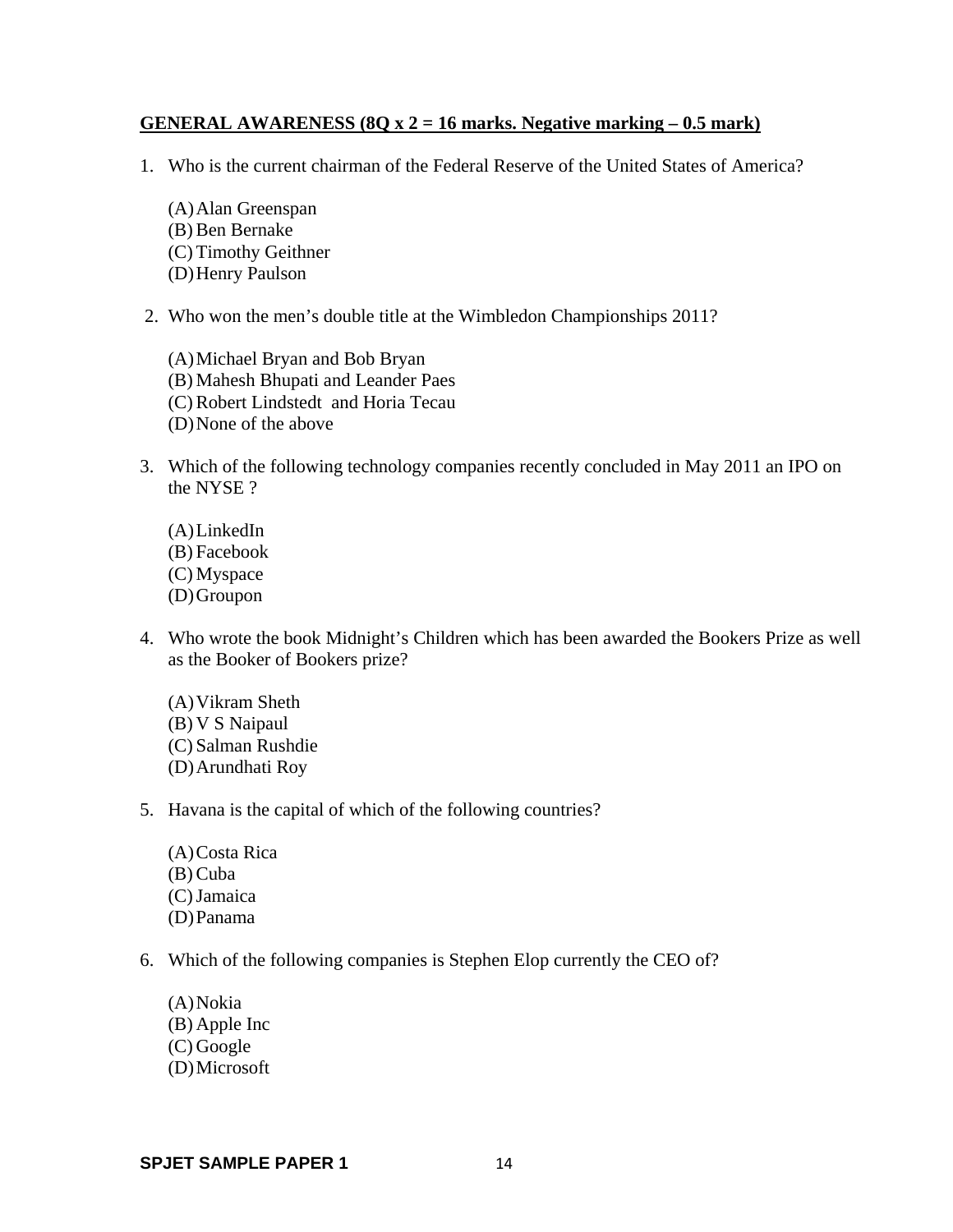**GENERAL AWARENESS (8Q x 2 = 16 marks. Negative marking – 0.5 mark)**

1. Who is the current chairman of the Federal Reserve of the United States of America?

   (A) Alan Greenspan
   (B) Ben Bernake
   (C) Timothy Geithner
   (D) Henry Paulson

2. Who won the men's double title at the Wimbledon Championships 2011?

   (A) Michael Bryan and Bob Bryan
   (B) Mahesh Bhupati and Leander Paes
   (C) Robert Lindstedt and Horia Tecau
   (D) None of the above

3. Which of the following technology companies recently concluded in May 2011 an IPO on the NYSE ?

   (A) LinkedIn
   (B) Facebook
   (C) Myspace
   (D) Groupon

4. Who wrote the book Midnight's Children which has been awarded the Bookers Prize as well as the Booker of Bookers prize?

   (A) Vikram Sheth
   (B) V S Naipaul
   (C) Salman Rushdie
   (D) Arundhati Roy

5. Havana is the capital of which of the following countries?

   (A) Costa Rica
   (B) Cuba
   (C) Jamaica
   (D) Panama

6. Which of the following companies is Stephen Elop currently the CEO of?

   (A) Nokia
   (B) Apple Inc
   (C) Google
   (D) Microsoft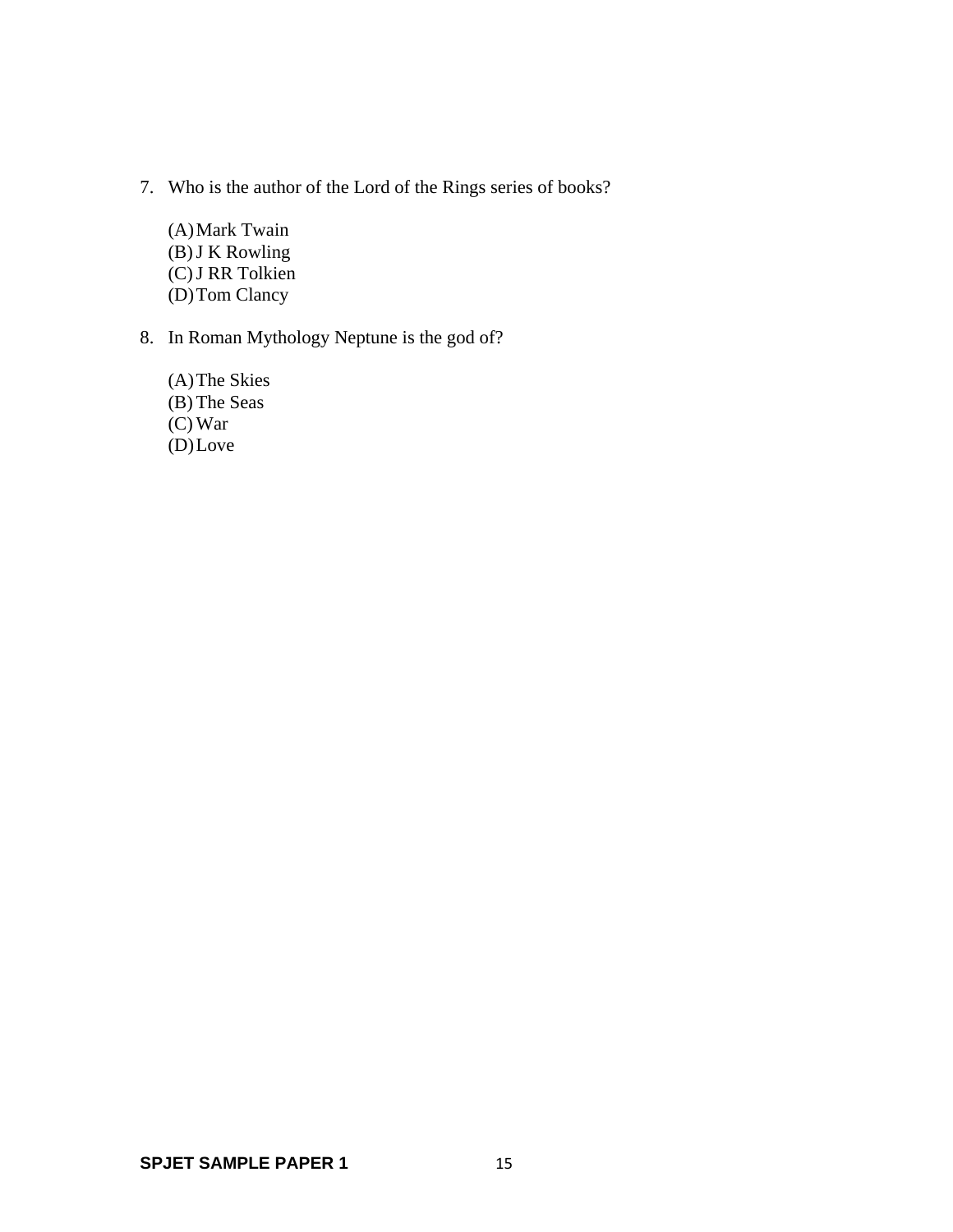7. Who is the author of the Lord of the Rings series of books?

   (A) Mark Twain
   (B) J K Rowling
   (C) J RR Tolkien
   (D) Tom Clancy

8. In Roman Mythology Neptune is the god of?

   (A) The Skies
   (B) The Seas
   (C) War
   (D) Love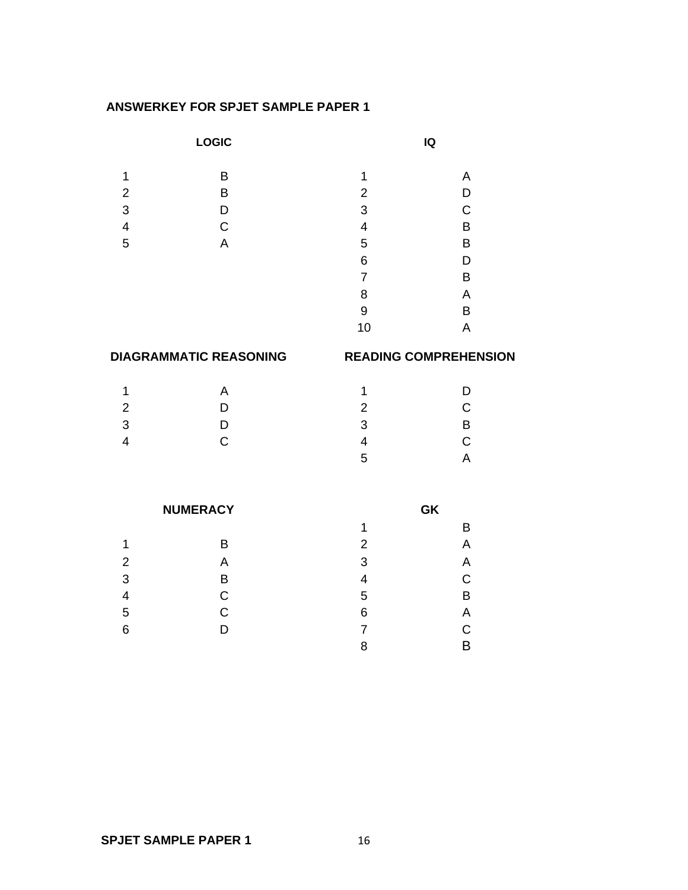**ANSWERKEY FOR SPJET SAMPLE PAPER 1**

**LOGIC**

| | |
|---|---|
| 1 | B |
| 2 | B |
| 3 | D |
| 4 | C |
| 5 | A |

**IQ**

| | |
|---|---|
| 1 | A |
| 2 | D |
| 3 | C |
| 4 | B |
| 5 | B |
| 6 | D |
| 7 | B |
| 8 | A |
| 9 | B |
| 10 | A |

**DIAGRAMMATIC REASONING**

| | |
|---|---|
| 1 | A |
| 2 | D |
| 3 | D |
| 4 | C |

**READING COMPREHENSION**

| | |
|---|---|
| 1 | D |
| 2 | C |
| 3 | B |
| 4 | C |
| 5 | A |

**NUMERACY**

| | |
|---|---|
| 1 | B |
| 2 | A |
| 3 | B |
| 4 | C |
| 5 | C |
| 6 | D |

**GK**

| | |
|---|---|
| 1 | B |
| 2 | A |
| 3 | A |
| 4 | C |
| 5 | B |
| 6 | A |
| 7 | C |
| 8 | B |